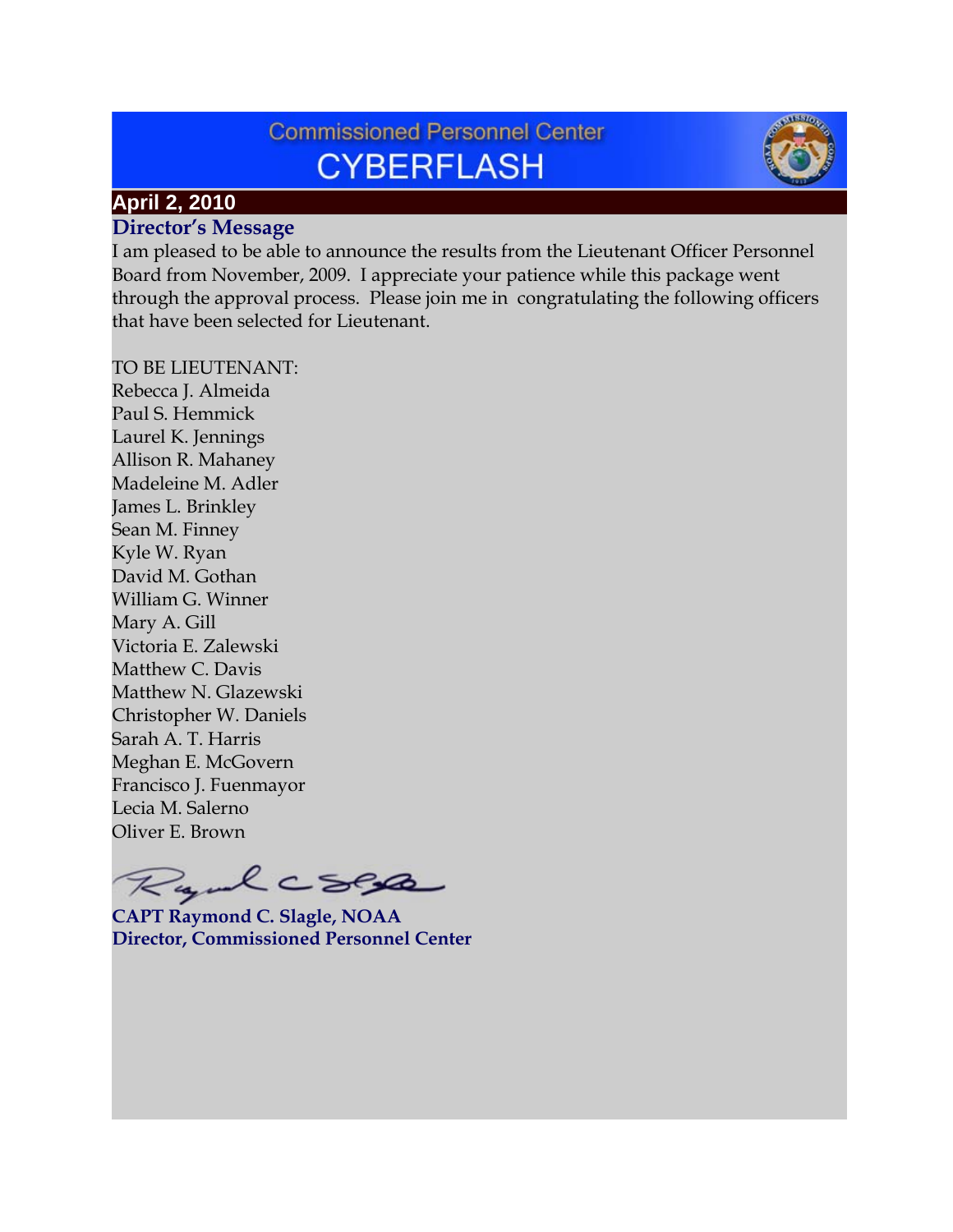# Commissioned Personnel Center CYBERFLASH

**April 2, 2010**

## Director's Message

I am pleased to be able to announce the results from the Lieutenant Officer Personnel Board from November, 2009. I appreciate your patience while this package went through the approval process. Please join me in congratulating the following officers that have been selected for Lieutenant.

TO BE LIEUTENANT:
Rebecca J. Almeida
Paul S. Hemmick
Laurel K. Jennings
Allison R. Mahaney
Madeleine M. Adler
James L. Brinkley
Sean M. Finney
Kyle W. Ryan
David M. Gothan
William G. Winner
Mary A. Gill
Victoria E. Zalewski
Matthew C. Davis
Matthew N. Glazewski
Christopher W. Daniels
Sarah A. T. Harris
Meghan E. McGovern
Francisco J. Fuenmayor
Lecia M. Salerno
Oliver E. Brown

**CAPT Raymond C. Slagle, NOAA**
**Director, Commissioned Personnel Center**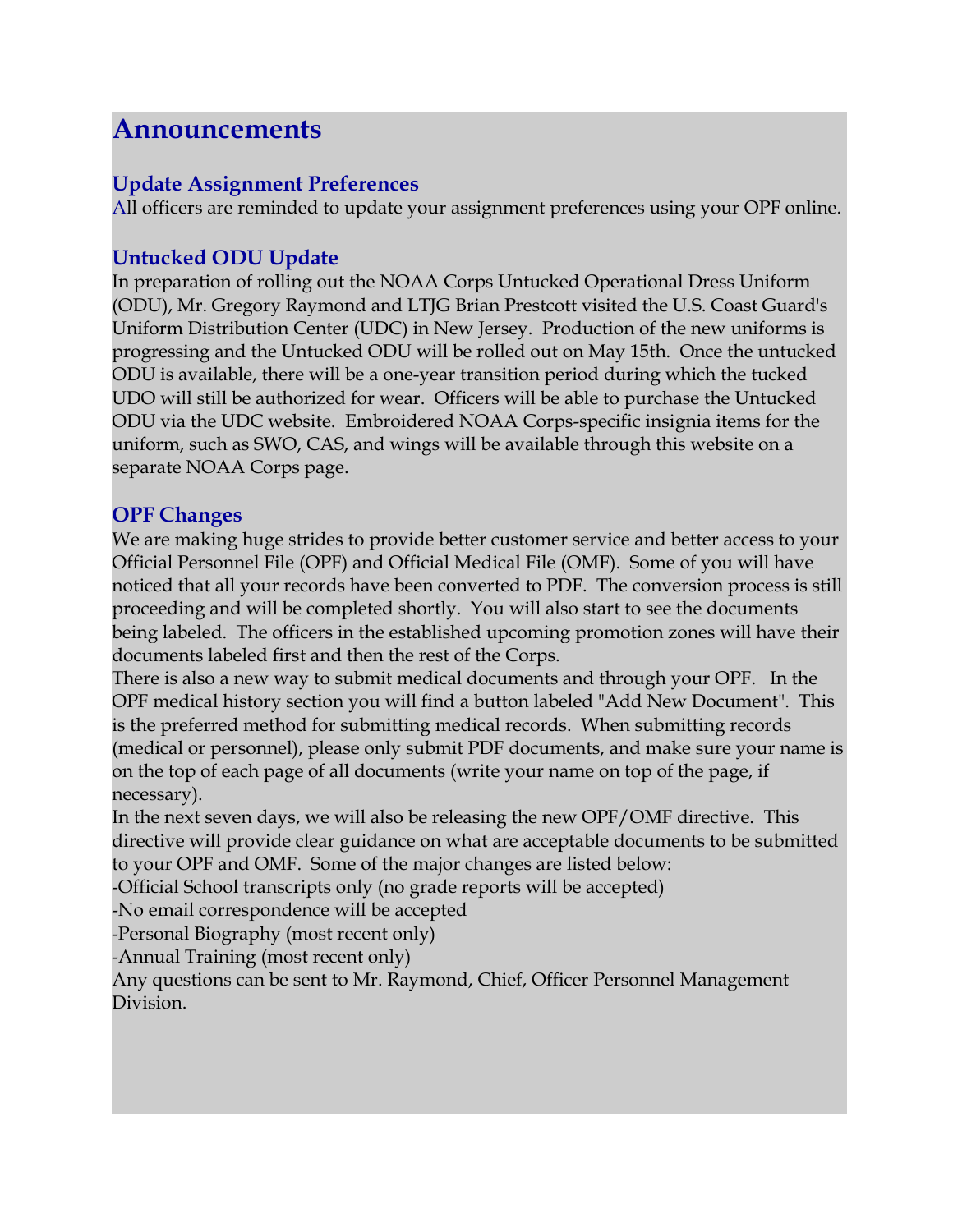# Announcements

### Update Assignment Preferences

All officers are reminded to update your assignment preferences using your OPF online.

### Untucked ODU Update

In preparation of rolling out the NOAA Corps Untucked Operational Dress Uniform (ODU), Mr. Gregory Raymond and LTJG Brian Prestcott visited the U.S. Coast Guard's Uniform Distribution Center (UDC) in New Jersey. Production of the new uniforms is progressing and the Untucked ODU will be rolled out on May 15th. Once the untucked ODU is available, there will be a one-year transition period during which the tucked UDO will still be authorized for wear. Officers will be able to purchase the Untucked ODU via the UDC website. Embroidered NOAA Corps-specific insignia items for the uniform, such as SWO, CAS, and wings will be available through this website on a separate NOAA Corps page.

### OPF Changes

We are making huge strides to provide better customer service and better access to your Official Personnel File (OPF) and Official Medical File (OMF). Some of you will have noticed that all your records have been converted to PDF. The conversion process is still proceeding and will be completed shortly. You will also start to see the documents being labeled. The officers in the established upcoming promotion zones will have their documents labeled first and then the rest of the Corps.

There is also a new way to submit medical documents and through your OPF. In the OPF medical history section you will find a button labeled "Add New Document". This is the preferred method for submitting medical records. When submitting records (medical or personnel), please only submit PDF documents, and make sure your name is on the top of each page of all documents (write your name on top of the page, if necessary).

In the next seven days, we will also be releasing the new OPF/OMF directive. This directive will provide clear guidance on what are acceptable documents to be submitted to your OPF and OMF. Some of the major changes are listed below:

- Official School transcripts only (no grade reports will be accepted)
- No email correspondence will be accepted
- Personal Biography (most recent only)
- Annual Training (most recent only)

Any questions can be sent to Mr. Raymond, Chief, Officer Personnel Management Division.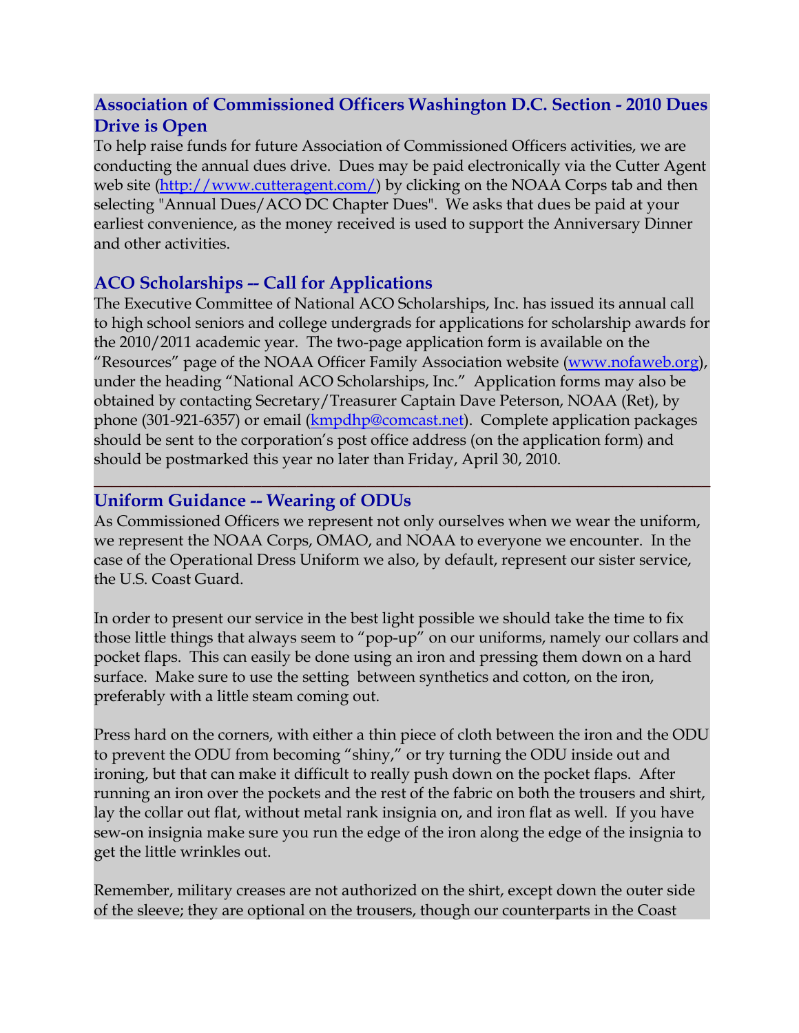### Association of Commissioned Officers Washington D.C. Section - 2010 Dues Drive is Open

To help raise funds for future Association of Commissioned Officers activities, we are conducting the annual dues drive. Dues may be paid electronically via the Cutter Agent web site (http://www.cutteragent.com/) by clicking on the NOAA Corps tab and then selecting "Annual Dues/ACO DC Chapter Dues". We asks that dues be paid at your earliest convenience, as the money received is used to support the Anniversary Dinner and other activities.

### ACO Scholarships -- Call for Applications

The Executive Committee of National ACO Scholarships, Inc. has issued its annual call to high school seniors and college undergrads for applications for scholarship awards for the 2010/2011 academic year. The two-page application form is available on the "Resources" page of the NOAA Officer Family Association website (www.nofaweb.org), under the heading "National ACO Scholarships, Inc." Application forms may also be obtained by contacting Secretary/Treasurer Captain Dave Peterson, NOAA (Ret), by phone (301-921-6357) or email (kmpdhp@comcast.net). Complete application packages should be sent to the corporation's post office address (on the application form) and should be postmarked this year no later than Friday, April 30, 2010.

---

### Uniform Guidance -- Wearing of ODUs

As Commissioned Officers we represent not only ourselves when we wear the uniform, we represent the NOAA Corps, OMAO, and NOAA to everyone we encounter. In the case of the Operational Dress Uniform we also, by default, represent our sister service, the U.S. Coast Guard.

In order to present our service in the best light possible we should take the time to fix those little things that always seem to "pop-up" on our uniforms, namely our collars and pocket flaps. This can easily be done using an iron and pressing them down on a hard surface. Make sure to use the setting between synthetics and cotton, on the iron, preferably with a little steam coming out.

Press hard on the corners, with either a thin piece of cloth between the iron and the ODU to prevent the ODU from becoming "shiny," or try turning the ODU inside out and ironing, but that can make it difficult to really push down on the pocket flaps. After running an iron over the pockets and the rest of the fabric on both the trousers and shirt, lay the collar out flat, without metal rank insignia on, and iron flat as well. If you have sew-on insignia make sure you run the edge of the iron along the edge of the insignia to get the little wrinkles out.

Remember, military creases are not authorized on the shirt, except down the outer side of the sleeve; they are optional on the trousers, though our counterparts in the Coast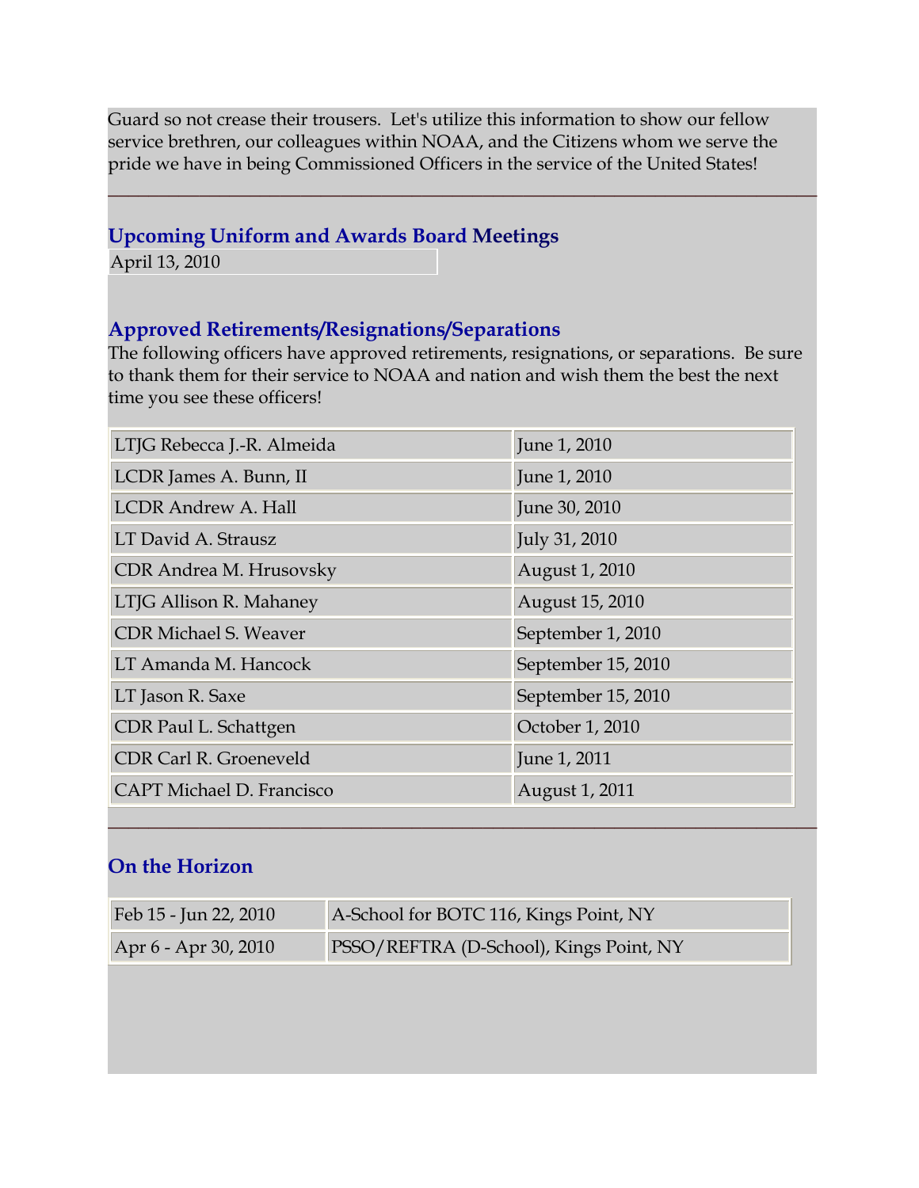Guard so not crease their trousers. Let's utilize this information to show our fellow service brethren, our colleagues within NOAA, and the Citizens whom we serve the pride we have in being Commissioned Officers in the service of the United States!

---

## Upcoming Uniform and Awards Board Meetings

| April 13, 2010 |
|---|

## Approved Retirements/Resignations/Separations

The following officers have approved retirements, resignations, or separations. Be sure to thank them for their service to NOAA and nation and wish them the best the next time you see these officers!

| Officer | Date |
|---|---|
| LTJG Rebecca J.-R. Almeida | June 1, 2010 |
| LCDR James A. Bunn, II | June 1, 2010 |
| LCDR Andrew A. Hall | June 30, 2010 |
| LT David A. Strausz | July 31, 2010 |
| CDR Andrea M. Hrusovsky | August 1, 2010 |
| LTJG Allison R. Mahaney | August 15, 2010 |
| CDR Michael S. Weaver | September 1, 2010 |
| LT Amanda M. Hancock | September 15, 2010 |
| LT Jason R. Saxe | September 15, 2010 |
| CDR Paul L. Schattgen | October 1, 2010 |
| CDR Carl R. Groeneveld | June 1, 2011 |
| CAPT Michael D. Francisco | August 1, 2011 |

---

## On the Horizon

| Dates | Event |
|---|---|
| Feb 15 - Jun 22, 2010 | A-School for BOTC 116, Kings Point, NY |
| Apr 6 - Apr 30, 2010 | PSSO/REFTRA (D-School), Kings Point, NY |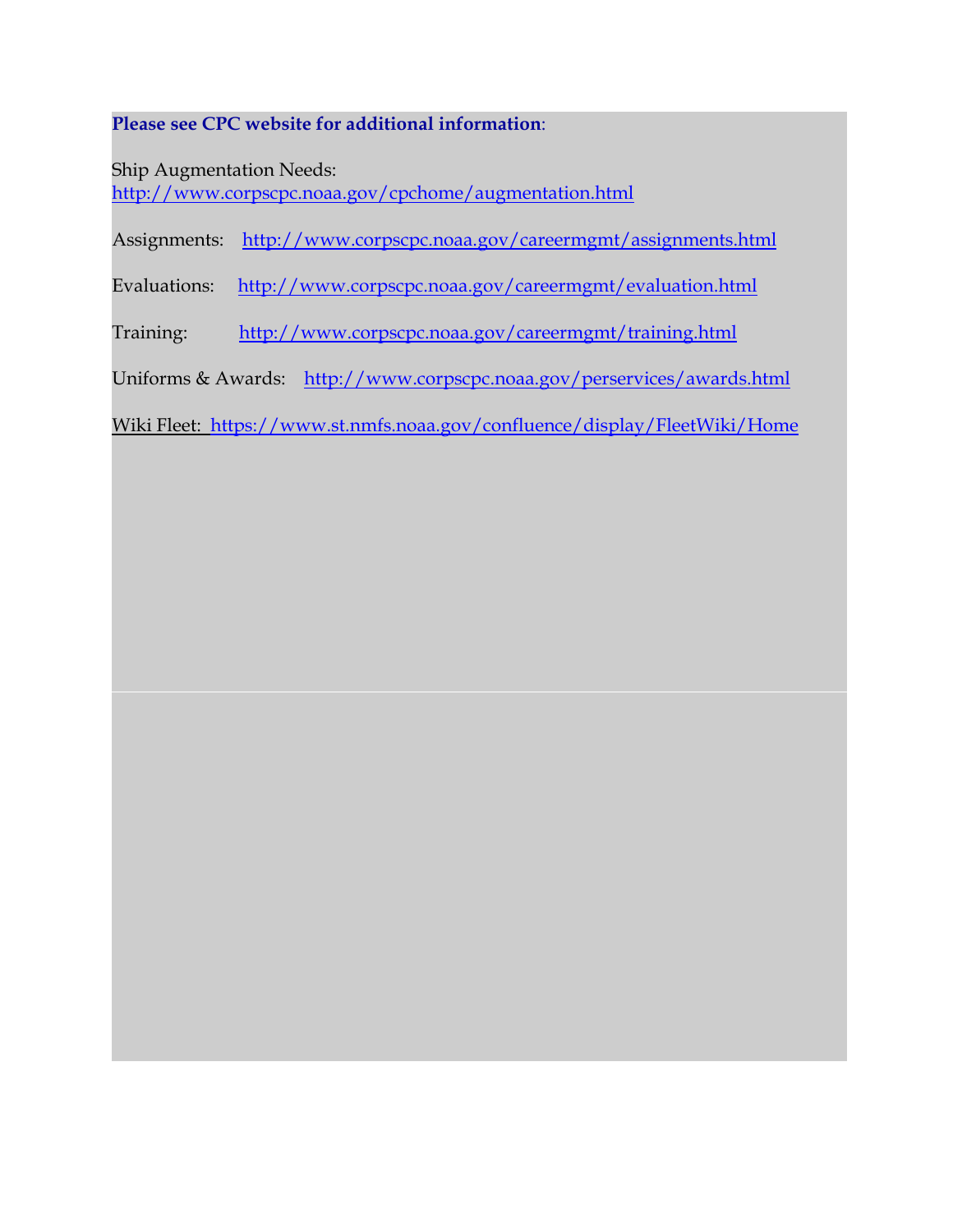**Please see CPC website for additional information**:

Ship Augmentation Needs:
http://www.corpscpc.noaa.gov/cpchome/augmentation.html

Assignments: http://www.corpscpc.noaa.gov/careermgmt/assignments.html

Evaluations: http://www.corpscpc.noaa.gov/careermgmt/evaluation.html

Training: http://www.corpscpc.noaa.gov/careermgmt/training.html

Uniforms & Awards: http://www.corpscpc.noaa.gov/perservices/awards.html

Wiki Fleet: https://www.st.nmfs.noaa.gov/confluence/display/FleetWiki/Home